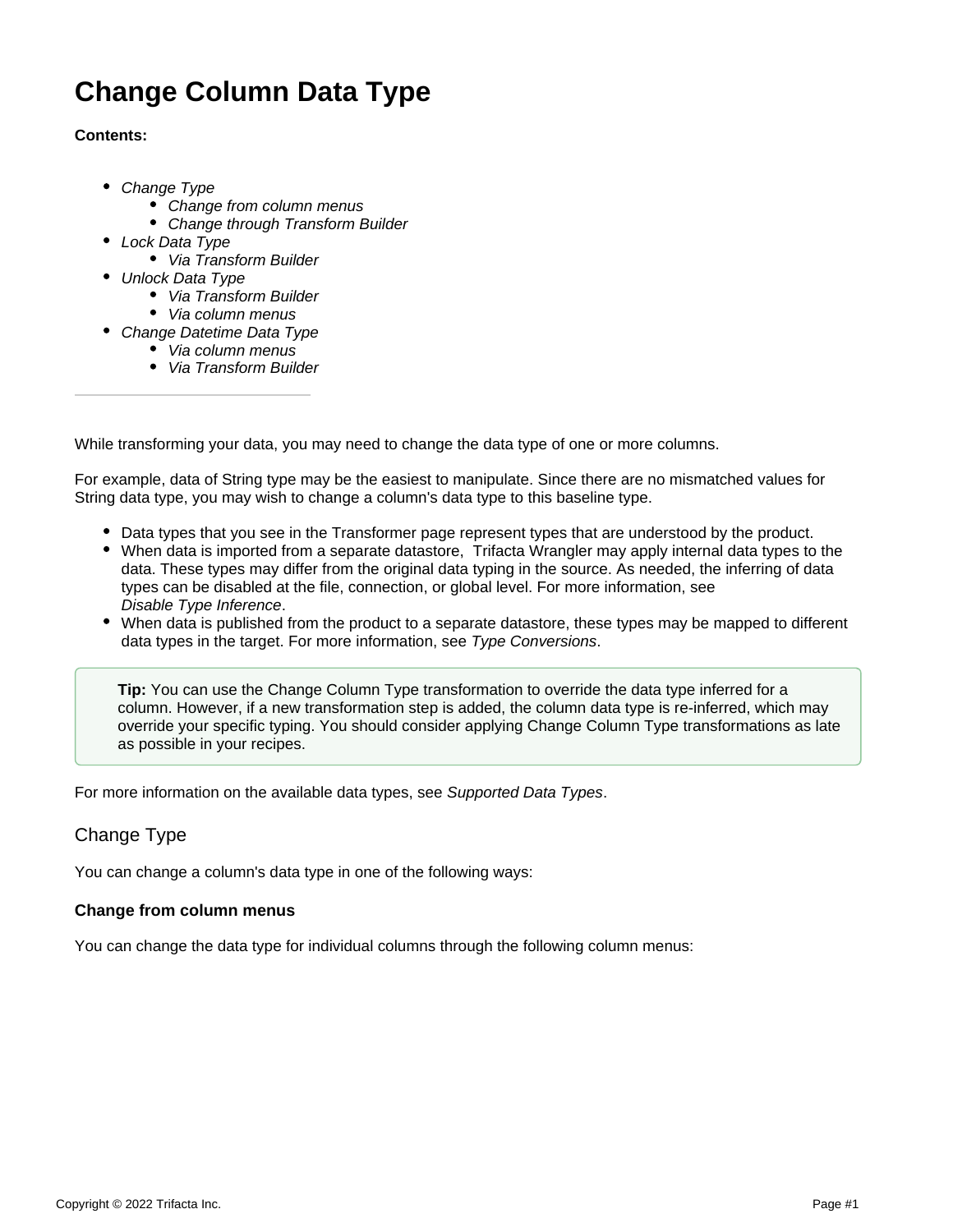# Change Column Data Type

**Contents:**

- *Change Type*
  - *Change from column menus*
  - *Change through Transform Builder*
- *Lock Data Type*
  - *Via Transform Builder*
- *Unlock Data Type*
  - *Via Transform Builder*
  - *Via column menus*
- *Change Datetime Data Type*
  - *Via column menus*
  - *Via Transform Builder*

---

While transforming your data, you may need to change the data type of one or more columns.

For example, data of String type may be the easiest to manipulate. Since there are no mismatched values for String data type, you may wish to change a column's data type to this baseline type.

- Data types that you see in the Transformer page represent types that are understood by the product.
- When data is imported from a separate datastore, Trifacta Wrangler may apply internal data types to the data. These types may differ from the original data typing in the source. As needed, the inferring of data types can be disabled at the file, connection, or global level. For more information, see *Disable Type Inference*.
- When data is published from the product to a separate datastore, these types may be mapped to different data types in the target. For more information, see *Type Conversions*.

> **Tip:** You can use the Change Column Type transformation to override the data type inferred for a column. However, if a new transformation step is added, the column data type is re-inferred, which may override your specific typing. You should consider applying Change Column Type transformations as late as possible in your recipes.

For more information on the available data types, see *Supported Data Types*.

## Change Type

You can change a column's data type in one of the following ways:

### Change from column menus

You can change the data type for individual columns through the following column menus: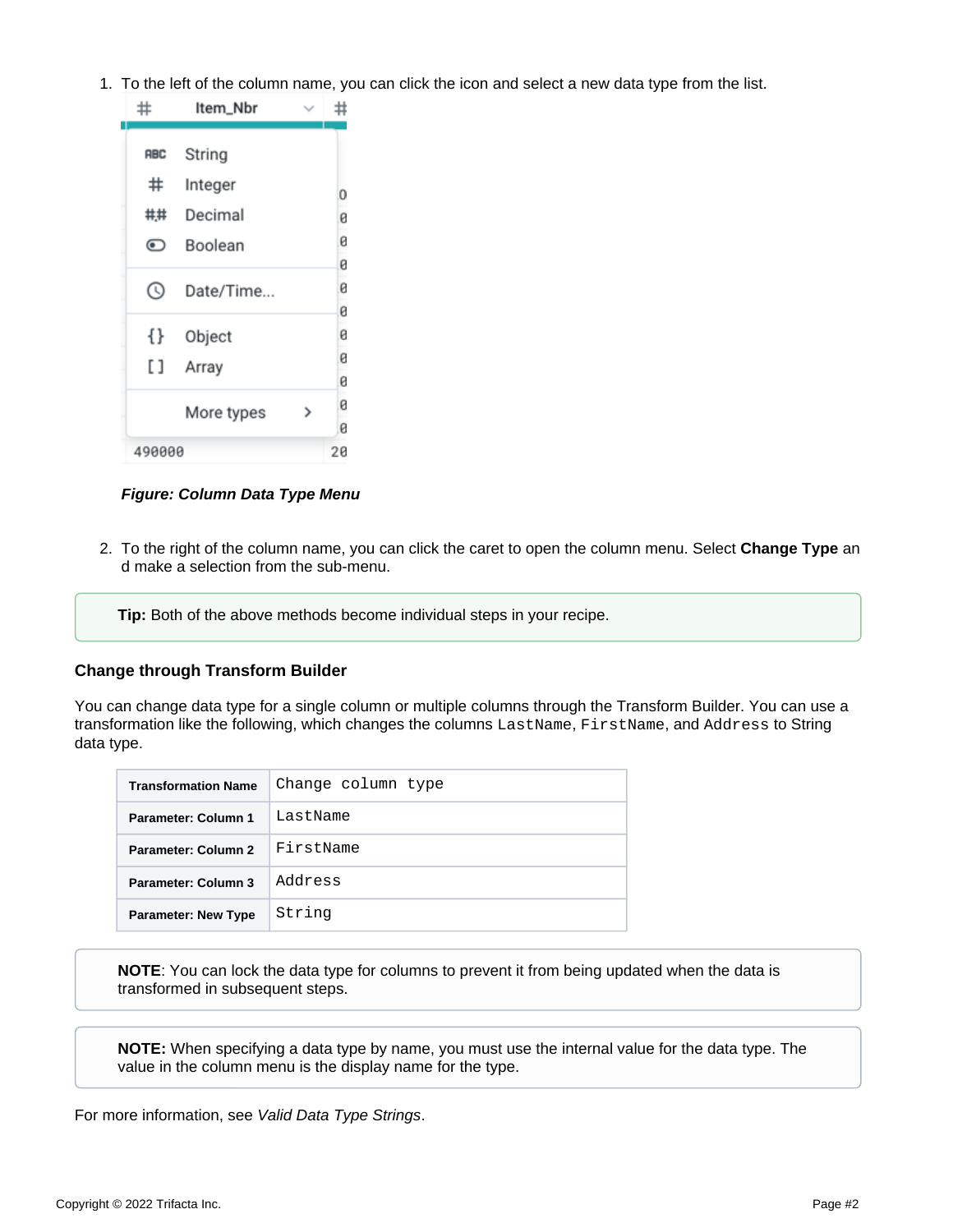1. To the left of the column name, you can click the icon and select a new data type from the list.

*Figure: Column Data Type Menu*

2. To the right of the column name, you can click the caret to open the column menu. Select **Change Type** and make a selection from the sub-menu.

> **Tip:** Both of the above methods become individual steps in your recipe.

#### Change through Transform Builder

You can change data type for a single column or multiple columns through the Transform Builder. You can use a transformation like the following, which changes the columns `LastName`, `FirstName`, and `Address` to String data type.

| Transformation Name | `Change column type` |
|---|---|
| Parameter: Column 1 | `LastName` |
| Parameter: Column 2 | `FirstName` |
| Parameter: Column 3 | `Address` |
| Parameter: New Type | `String` |

> **NOTE**: You can lock the data type for columns to prevent it from being updated when the data is transformed in subsequent steps.

> **NOTE:** When specifying a data type by name, you must use the internal value for the data type. The value in the column menu is the display name for the type.

For more information, see *Valid Data Type Strings*.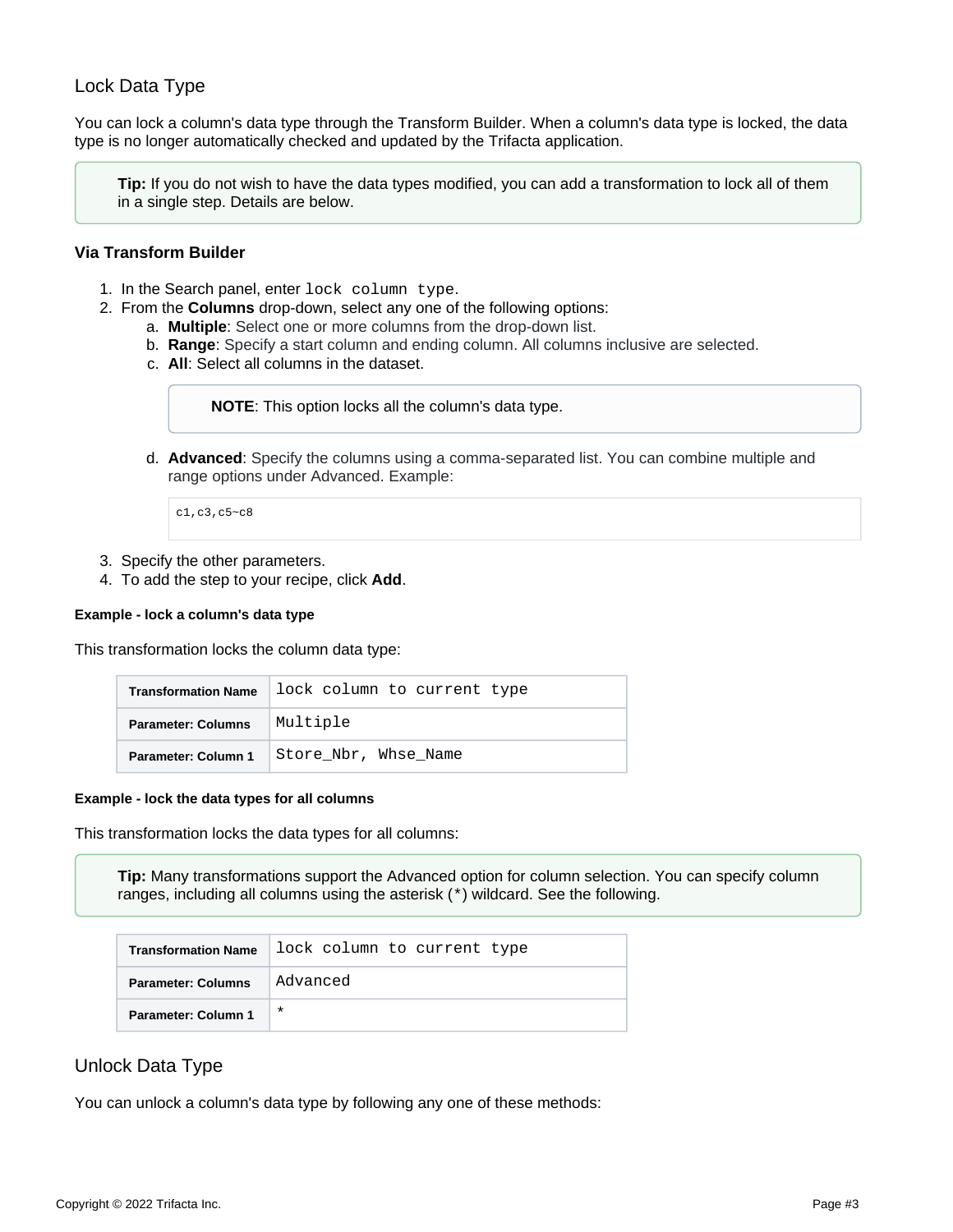## Lock Data Type

You can lock a column's data type through the Transform Builder. When a column's data type is locked, the data type is no longer automatically checked and updated by the Trifacta application.

> **Tip:** If you do not wish to have the data types modified, you can add a transformation to lock all of them in a single step. Details are below.

### Via Transform Builder

1. In the Search panel, enter `lock column type`.
2. From the **Columns** drop-down, select any one of the following options:
   a. **Multiple**: Select one or more columns from the drop-down list.
   b. **Range**: Specify a start column and ending column. All columns inclusive are selected.
   c. **All**: Select all columns in the dataset.

      > **NOTE**: This option locks all the column's data type.

   d. **Advanced**: Specify the columns using a comma-separated list. You can combine multiple and range options under Advanced. Example:

      ```
      c1,c3,c5~c8
      ```

3. Specify the other parameters.
4. To add the step to your recipe, click **Add**.

#### Example - lock a column's data type

This transformation locks the column data type:

| Transformation Name | `lock column to current type` |
|---|---|
| Parameter: Columns | `Multiple` |
| Parameter: Column 1 | `Store_Nbr, Whse_Name` |

#### Example - lock the data types for all columns

This transformation locks the data types for all columns:

> **Tip:** Many transformations support the Advanced option for column selection. You can specify column ranges, including all columns using the asterisk (`*`) wildcard. See the following.

| Transformation Name | `lock column to current type` |
|---|---|
| Parameter: Columns | `Advanced` |
| Parameter: Column 1 | `*` |

## Unlock Data Type

You can unlock a column's data type by following any one of these methods: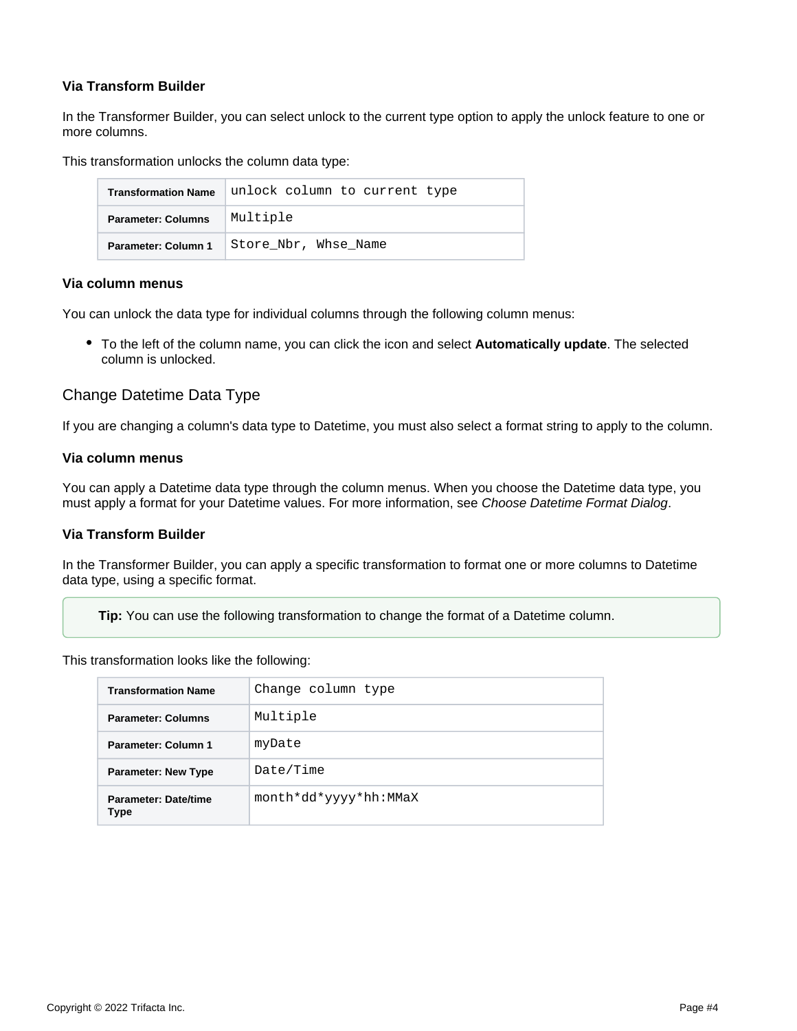#### Via Transform Builder

In the Transformer Builder, you can select unlock to the current type option to apply the unlock feature to one or more columns.

This transformation unlocks the column data type:

| | |
|---|---|
| **Transformation Name** | `unlock column to current type` |
| **Parameter: Columns** | `Multiple` |
| **Parameter: Column 1** | `Store_Nbr, Whse_Name` |

#### Via column menus

You can unlock the data type for individual columns through the following column menus:

- To the left of the column name, you can click the icon and select **Automatically update**. The selected column is unlocked.

### Change Datetime Data Type

If you are changing a column's data type to Datetime, you must also select a format string to apply to the column.

#### Via column menus

You can apply a Datetime data type through the column menus. When you choose the Datetime data type, you must apply a format for your Datetime values. For more information, see *Choose Datetime Format Dialog*.

#### Via Transform Builder

In the Transformer Builder, you can apply a specific transformation to format one or more columns to Datetime data type, using a specific format.

> **Tip:** You can use the following transformation to change the format of a Datetime column.

This transformation looks like the following:

| | |
|---|---|
| **Transformation Name** | `Change column type` |
| **Parameter: Columns** | `Multiple` |
| **Parameter: Column 1** | `myDate` |
| **Parameter: New Type** | `Date/Time` |
| **Parameter: Date/time Type** | `month*dd*yyyy*hh:MMaX` |